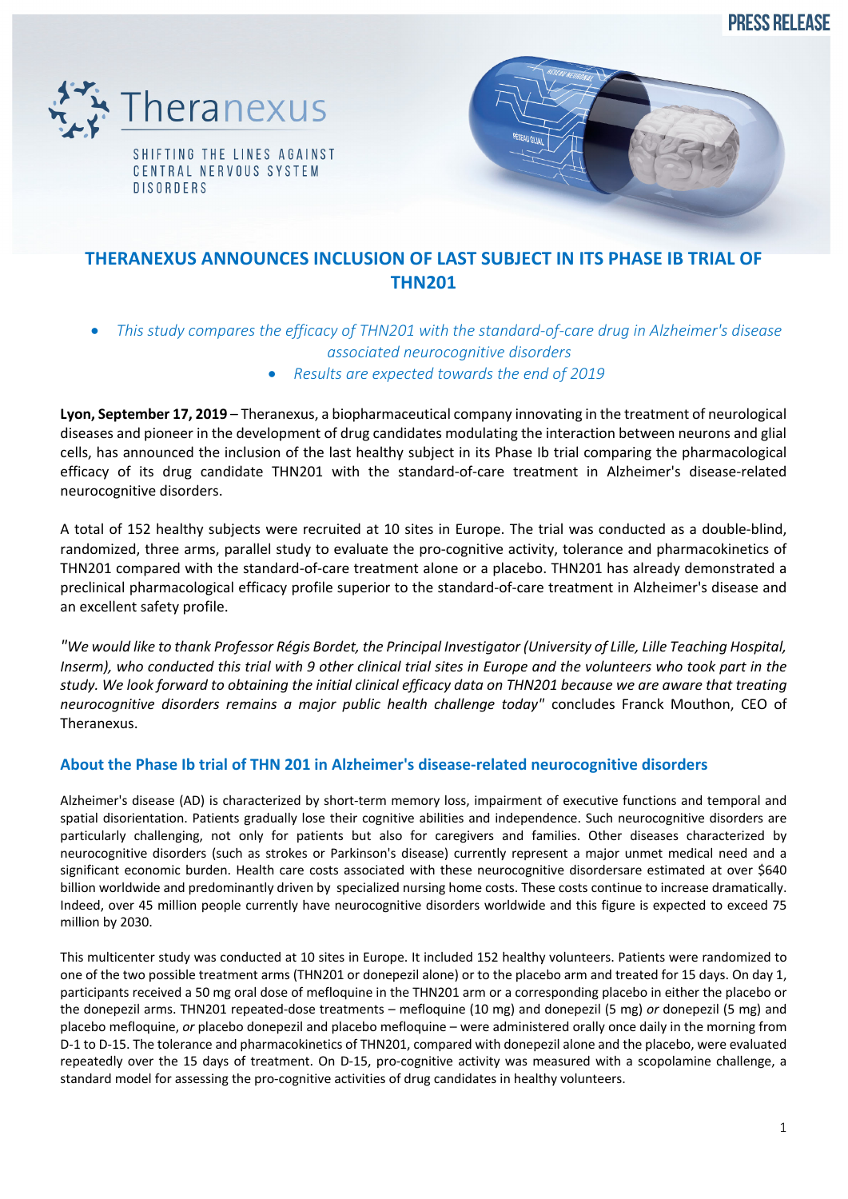PRESS RELEASE

Theranexus

SHIFTING THE LINES AGAINST CENTRAL NERVOUS SYSTEM DISORDERS

# THERANEXUS ANNOUNCES INCLUSION OF LAST SUBJECT IN ITS PHASE IB TRIAL OF THN201

- *This study compares the efficacy of THN201 with the standard-of-care drug in Alzheimer's disease associated neurocognitive disorders*
- *Results are expected towards the end of 2019*

**Lyon, September 17, 2019** – Theranexus, a biopharmaceutical company innovating in the treatment of neurological diseases and pioneer in the development of drug candidates modulating the interaction between neurons and glial cells, has announced the inclusion of the last healthy subject in its Phase Ib trial comparing the pharmacological efficacy of its drug candidate THN201 with the standard-of-care treatment in Alzheimer's disease-related neurocognitive disorders.

A total of 152 healthy subjects were recruited at 10 sites in Europe. The trial was conducted as a double-blind, randomized, three arms, parallel study to evaluate the pro-cognitive activity, tolerance and pharmacokinetics of THN201 compared with the standard-of-care treatment alone or a placebo. THN201 has already demonstrated a preclinical pharmacological efficacy profile superior to the standard-of-care treatment in Alzheimer's disease and an excellent safety profile.

*"We would like to thank Professor Régis Bordet, the Principal Investigator (University of Lille, Lille Teaching Hospital, Inserm), who conducted this trial with 9 other clinical trial sites in Europe and the volunteers who took part in the study. We look forward to obtaining the initial clinical efficacy data on THN201 because we are aware that treating neurocognitive disorders remains a major public health challenge today"* concludes Franck Mouthon, CEO of Theranexus.

## About the Phase Ib trial of THN 201 in Alzheimer's disease-related neurocognitive disorders

Alzheimer's disease (AD) is characterized by short-term memory loss, impairment of executive functions and temporal and spatial disorientation. Patients gradually lose their cognitive abilities and independence. Such neurocognitive disorders are particularly challenging, not only for patients but also for caregivers and families. Other diseases characterized by neurocognitive disorders (such as strokes or Parkinson's disease) currently represent a major unmet medical need and a significant economic burden. Health care costs associated with these neurocognitive disordersare estimated at over $640 billion worldwide and predominantly driven by specialized nursing home costs. These costs continue to increase dramatically. Indeed, over 45 million people currently have neurocognitive disorders worldwide and this figure is expected to exceed 75 million by 2030.

This multicenter study was conducted at 10 sites in Europe. It included 152 healthy volunteers. Patients were randomized to one of the two possible treatment arms (THN201 or donepezil alone) or to the placebo arm and treated for 15 days. On day 1, participants received a 50 mg oral dose of mefloquine in the THN201 arm or a corresponding placebo in either the placebo or the donepezil arms. THN201 repeated-dose treatments – mefloquine (10 mg) and donepezil (5 mg) *or* donepezil (5 mg) and placebo mefloquine, *or* placebo donepezil and placebo mefloquine – were administered orally once daily in the morning from D-1 to D-15. The tolerance and pharmacokinetics of THN201, compared with donepezil alone and the placebo, were evaluated repeatedly over the 15 days of treatment. On D-15, pro-cognitive activity was measured with a scopolamine challenge, a standard model for assessing the pro-cognitive activities of drug candidates in healthy volunteers.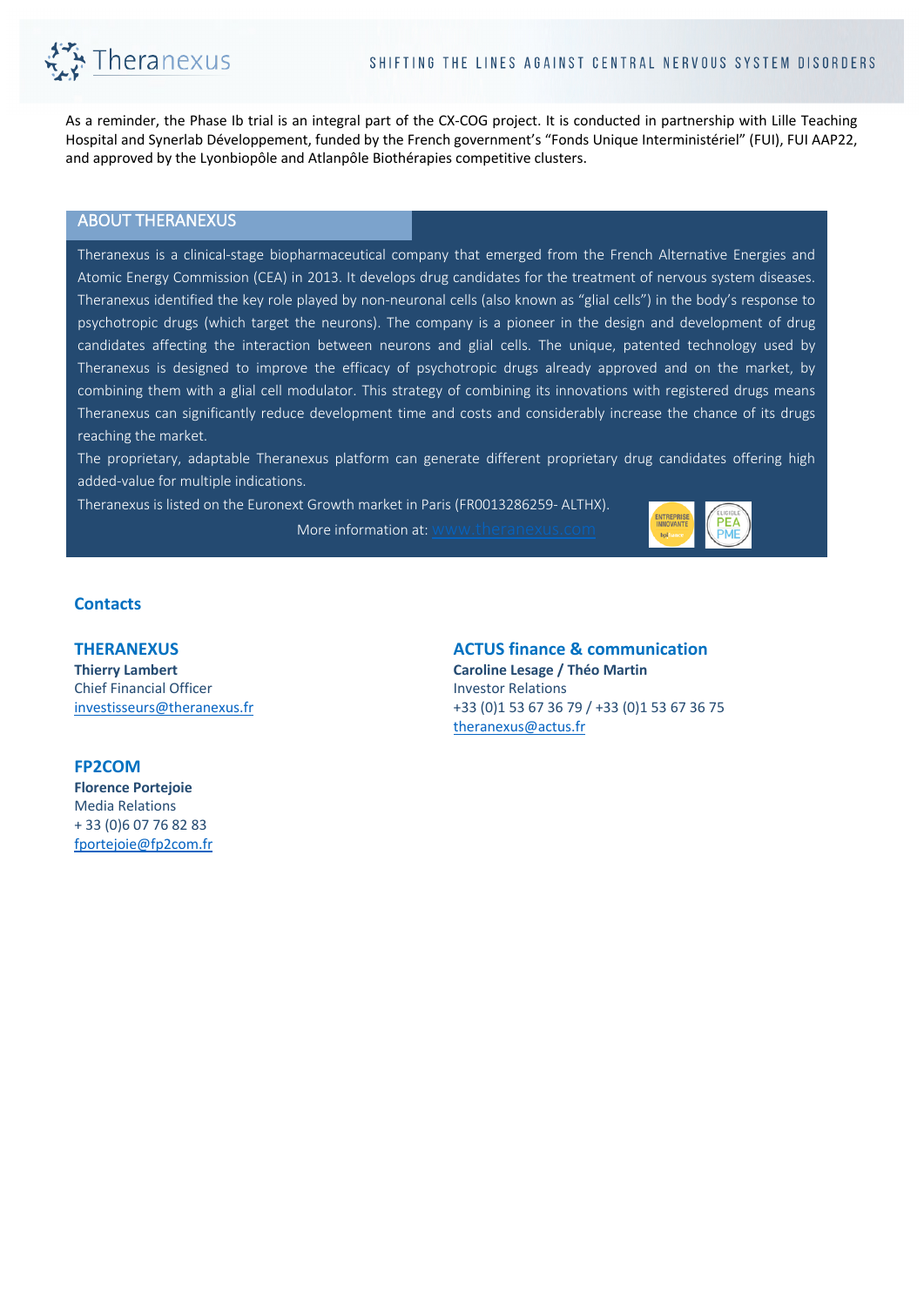As a reminder, the Phase Ib trial is an integral part of the CX-COG project. It is conducted in partnership with Lille Teaching Hospital and Synerlab Développement, funded by the French government's "Fonds Unique Interministériel" (FUI), FUI AAP22, and approved by the Lyonbiopôle and Atlanpôle Biothérapies competitive clusters.

## ABOUT THERANEXUS

Theranexus is a clinical-stage biopharmaceutical company that emerged from the French Alternative Energies and Atomic Energy Commission (CEA) in 2013. It develops drug candidates for the treatment of nervous system diseases. Theranexus identified the key role played by non-neuronal cells (also known as "glial cells") in the body's response to psychotropic drugs (which target the neurons). The company is a pioneer in the design and development of drug candidates affecting the interaction between neurons and glial cells. The unique, patented technology used by Theranexus is designed to improve the efficacy of psychotropic drugs already approved and on the market, by combining them with a glial cell modulator. This strategy of combining its innovations with registered drugs means Theranexus can significantly reduce development time and costs and considerably increase the chance of its drugs reaching the market.

The proprietary, adaptable Theranexus platform can generate different proprietary drug candidates offering high added-value for multiple indications.

Theranexus is listed on the Euronext Growth market in Paris (FR0013286259- ALTHX).

More information at: www.theranexus.com

## Contacts

### THERANEXUS

**Thierry Lambert**
Chief Financial Officer
investisseurs@theranexus.fr

### ACTUS finance & communication

**Caroline Lesage / Théo Martin**
Investor Relations
+33 (0)1 53 67 36 79 / +33 (0)1 53 67 36 75
theranexus@actus.fr

### FP2COM

**Florence Portejoie**
Media Relations
+ 33 (0)6 07 76 82 83
fportejoie@fp2com.fr